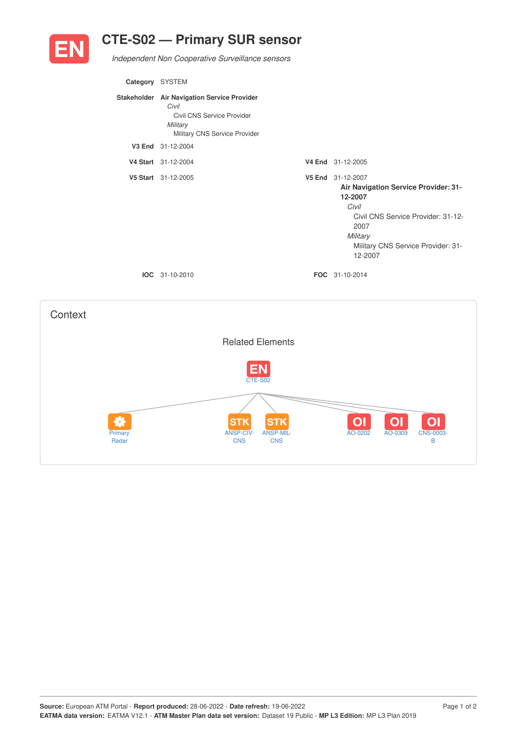# CTE-S02 — Primary SUR sensor

*Independent Non Cooperative Surveillance sensors*

**Category** SYSTEM

**Stakeholder** **Air Navigation Service Provider**
- *Civil*
  - Civil CNS Service Provider
- *Military*
  - Military CNS Service Provider

**V3 End** 31-12-2004

**V4 Start** 31-12-2004

**V4 End** 31-12-2005

**V5 Start** 31-12-2005

**V5 End** 31-12-2007

**Air Navigation Service Provider: 31-12-2007**
- *Civil*
  - Civil CNS Service Provider: 31-12-2007
- *Military*
  - Military CNS Service Provider: 31-12-2007

**IOC** 31-10-2010

**FOC** 31-10-2014

## Context

### Related Elements

EN CTE-S02

- Primary Radar
- STK ANSP-CIV-CNS
- STK ANSP-MIL-CNS
- OI AO-0202
- OI AO-0309
- OI CNS-0003-B

**Source:** European ATM Portal - **Report produced:** 28-06-2022 - **Date refresh:** 19-06-2022
**EATMA data version:** EATMA V12.1 - **ATM Master Plan data set version:** Dataset 19 Public - **MP L3 Edition:** MP L3 Plan 2019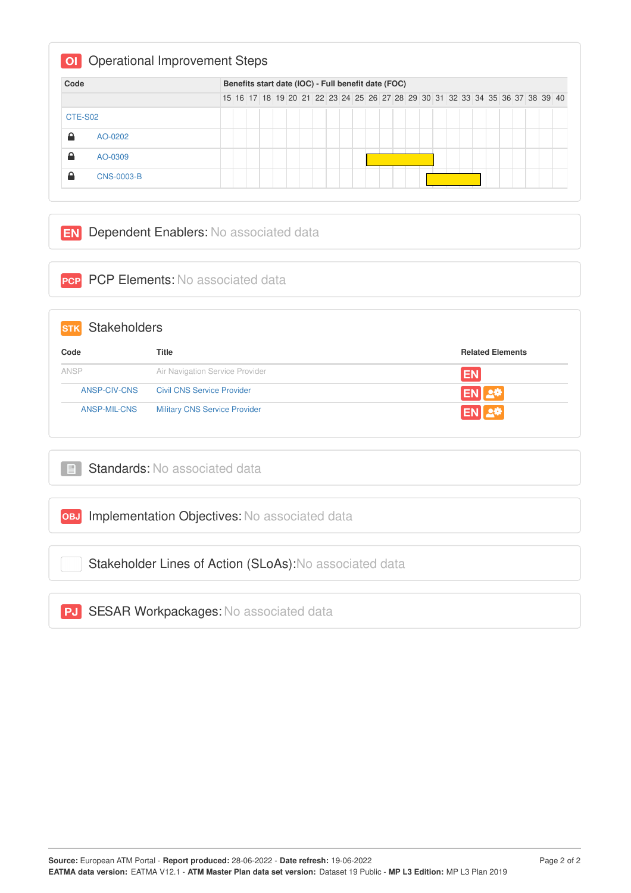## OI Operational Improvement Steps

| Code | Benefits start date (IOC) - Full benefit date (FOC) |
|---|---|
| | 15 16 17 18 19 20 21 22 23 24 25 26 27 28 29 30 31 32 33 34 35 36 37 38 39 40 |
| CTE-S02 | |
| AO-0202 | |
| AO-0309 | |
| CNS-0003-B | |

## EN Dependent Enablers: No associated data

## PCP PCP Elements: No associated data

## STK Stakeholders

| Code | Title | Related Elements |
|---|---|---|
| ANSP | Air Navigation Service Provider | EN |
| ANSP-CIV-CNS | Civil CNS Service Provider | EN |
| ANSP-MIL-CNS | Military CNS Service Provider | EN |

## Standards: No associated data

## OBJ Implementation Objectives: No associated data

## Stakeholder Lines of Action (SLoAs): No associated data

## PJ SESAR Workpackages: No associated data

**Source:** European ATM Portal - **Report produced:** 28-06-2022 - **Date refresh:** 19-06-2022
**EATMA data version:** EATMA V12.1 - **ATM Master Plan data set version:** Dataset 19 Public - **MP L3 Edition:** MP L3 Plan 2019